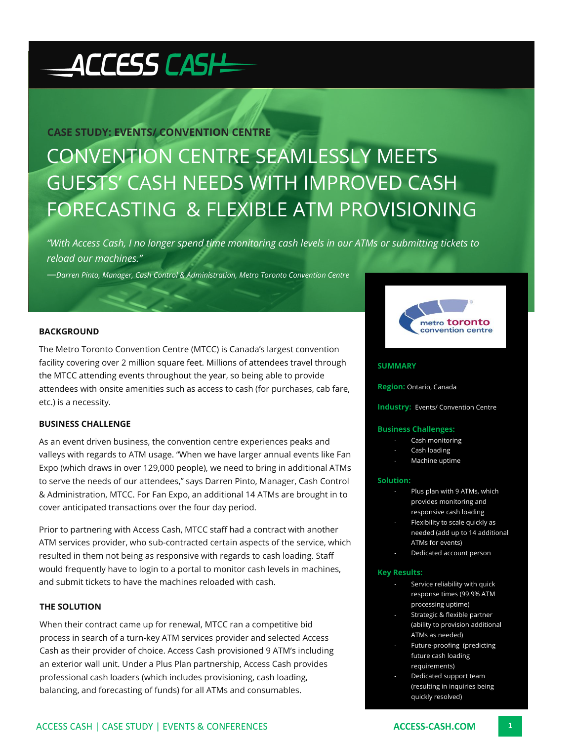# ACCESS CASH

**CASE STUDY: EVENTS/ CONVENTION CENTRE**

# CONVENTION CENTRE SEAMLESSLY MEETS GUESTS' CASH NEEDS WITH IMPROVED CASH FORECASTING & FLEXIBLE ATM PROVISIONING

*"With Access Cash, I no longer spend time monitoring cash levels in our ATMs or submitting tickets to reload our machines."*

*—Darren Pinto, Manager, Cash Control & Administration, Metro Toronto Convention Centre*

## BACKGROUND

The Metro Toronto Convention Centre (MTCC) is Canada's largest convention facility covering over 2 million square feet. Millions of attendees travel through the MTCC attending events throughout the year, so being able to provide attendees with onsite amenities such as access to cash (for purchases, cab fare, etc.) is a necessity.

## BUSINESS CHALLENGE

As an event driven business, the convention centre experiences peaks and valleys with regards to ATM usage. "When we have larger annual events like Fan Expo (which draws in over 129,000 people), we need to bring in additional ATMs to serve the needs of our attendees," says Darren Pinto, Manager, Cash Control & Administration, MTCC. For Fan Expo, an additional 14 ATMs are brought in to cover anticipated transactions over the four day period.

Prior to partnering with Access Cash, MTCC staff had a contract with another ATM services provider, who sub-contracted certain aspects of the service, which resulted in them not being as responsive with regards to cash loading. Staff would frequently have to login to a portal to monitor cash levels in machines, and submit tickets to have the machines reloaded with cash.

## THE SOLUTION

When their contract came up for renewal, MTCC ran a competitive bid process in search of a turn-key ATM services provider and selected Access Cash as their provider of choice. Access Cash provisioned 9 ATM's including an exterior wall unit. Under a Plus Plan partnership, Access Cash provides professional cash loaders (which includes provisioning, cash loading, balancing, and forecasting of funds) for all ATMs and consumables.

metro toronto convention centre

**SUMMARY**

**Region:** Ontario, Canada

**Industry:** Events/ Convention Centre

**Business Challenges:**

- Cash monitoring
- Cash loading
- Machine uptime

**Solution:**

- Plus plan with 9 ATMs, which provides monitoring and responsive cash loading
- Flexibility to scale quickly as needed (add up to 14 additional ATMs for events)
- Dedicated account person

**Key Results:**

- Service reliability with quick response times (99.9% ATM processing uptime)
- Strategic & flexible partner (ability to provision additional ATMs as needed)
- Future-proofing (predicting future cash loading requirements)
- Dedicated support team (resulting in inquiries being quickly resolved)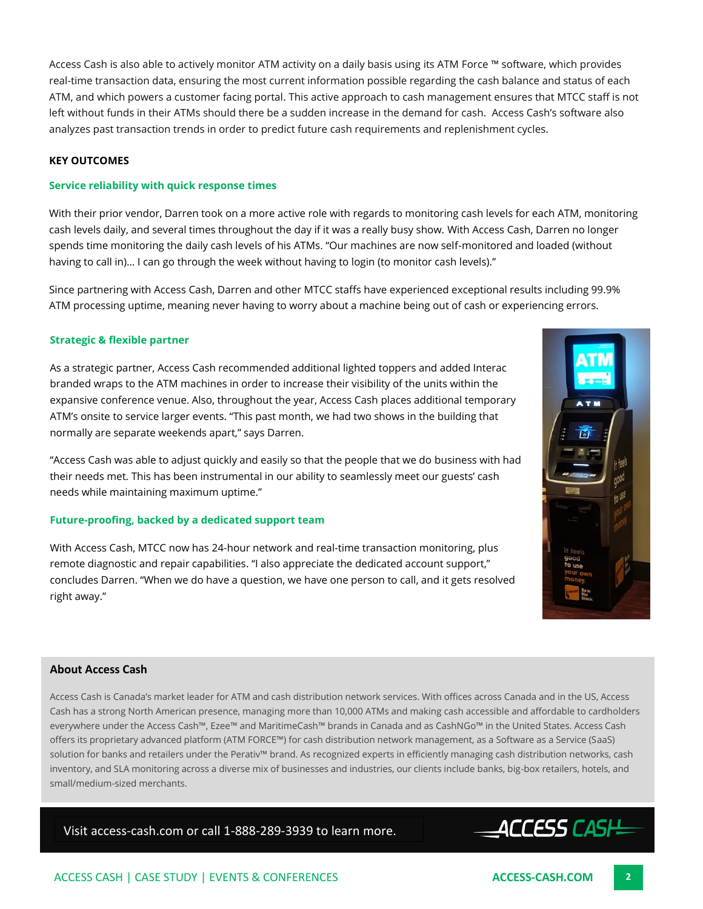Access Cash is also able to actively monitor ATM activity on a daily basis using its ATM Force ™ software, which provides real-time transaction data, ensuring the most current information possible regarding the cash balance and status of each ATM, and which powers a customer facing portal. This active approach to cash management ensures that MTCC staff is not left without funds in their ATMs should there be a sudden increase in the demand for cash. Access Cash's software also analyzes past transaction trends in order to predict future cash requirements and replenishment cycles.

**KEY OUTCOMES**

### Service reliability with quick response times

With their prior vendor, Darren took on a more active role with regards to monitoring cash levels for each ATM, monitoring cash levels daily, and several times throughout the day if it was a really busy show. With Access Cash, Darren no longer spends time monitoring the daily cash levels of his ATMs. "Our machines are now self-monitored and loaded (without having to call in)... I can go through the week without having to login (to monitor cash levels)."

Since partnering with Access Cash, Darren and other MTCC staffs have experienced exceptional results including 99.9% ATM processing uptime, meaning never having to worry about a machine being out of cash or experiencing errors.

### Strategic & flexible partner

As a strategic partner, Access Cash recommended additional lighted toppers and added Interac branded wraps to the ATM machines in order to increase their visibility of the units within the expansive conference venue. Also, throughout the year, Access Cash places additional temporary ATM's onsite to service larger events. "This past month, we had two shows in the building that normally are separate weekends apart," says Darren.

"Access Cash was able to adjust quickly and easily so that the people that we do business with had their needs met. This has been instrumental in our ability to seamlessly meet our guests' cash needs while maintaining maximum uptime."

### Future-proofing, backed by a dedicated support team

With Access Cash, MTCC now has 24-hour network and real-time transaction monitoring, plus remote diagnostic and repair capabilities. "I also appreciate the dedicated account support," concludes Darren. "When we do have a question, we have one person to call, and it gets resolved right away."

## About Access Cash

Access Cash is Canada's market leader for ATM and cash distribution network services. With offices across Canada and in the US, Access Cash has a strong North American presence, managing more than 10,000 ATMs and making cash accessible and affordable to cardholders everywhere under the Access Cash™, Ezee™ and MaritimeCash™ brands in Canada and as CashNGo™ in the United States. Access Cash offers its proprietary advanced platform (ATM FORCE™) for cash distribution network management, as a Software as a Service (SaaS) solution for banks and retailers under the Perativ™ brand. As recognized experts in efficiently managing cash distribution networks, cash inventory, and SLA monitoring across a diverse mix of businesses and industries, our clients include banks, big-box retailers, hotels, and small/medium-sized merchants.

Visit access-cash.com or call 1-888-289-3939 to learn more.

ACCESS CASH